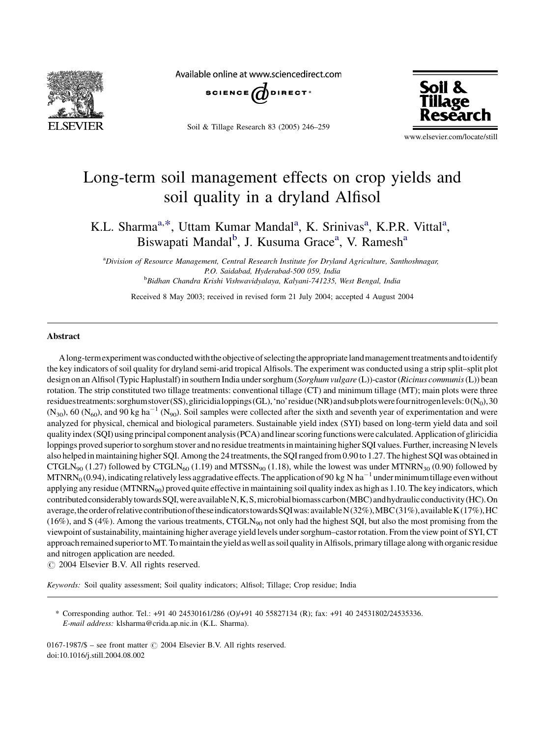# Long-term soil management effects on crop yields and soil quality in a dryland Alfisol

K.L. Sharma[a,*], Uttam Kumar Mandal[a], K. Srinivas[a], K.P.R. Vittal[a], Biswapati Mandal[b], J. Kusuma Grace[a], V. Ramesh[a]

[a]Division of Resource Management, Central Research Institute for Dryland Agriculture, Santhoshnagar, P.O. Saidabad, Hyderabad-500 059, India

[b]Bidhan Chandra Krishi Vishwavidyalaya, Kalyani-741235, West Bengal, India

Received 8 May 2003; received in revised form 21 July 2004; accepted 4 August 2004

## Abstract

A long-term experiment was conducted with the objective of selecting the appropriate land management treatments and to identify the key indicators of soil quality for dryland semi-arid tropical Alfisols. The experiment was conducted using a strip split–split plot design on an Alfisol (Typic Haplustalf) in southern India under sorghum (*Sorghum vulgare* (L))-castor (*Ricinus communis* (L)) bean rotation. The strip constituted two tillage treatments: conventional tillage (CT) and minimum tillage (MT); main plots were three residues treatments: sorghum stover (SS), gliricidia loppings (GL), 'no' residue (NR) and sub plots were four nitrogen levels: 0 ($N_0$), 30 ($N_{30}$), 60 ($N_{60}$), and 90 kg $ha^{-1}$ ($N_{90}$). Soil samples were collected after the sixth and seventh year of experimentation and were analyzed for physical, chemical and biological parameters. Sustainable yield index (SYI) based on long-term yield data and soil quality index (SQI) using principal component analysis (PCA) and linear scoring functions were calculated. Application of gliricidia loppings proved superior to sorghum stover and no residue treatments in maintaining higher SQI values. Further, increasing N levels also helped in maintaining higher SQI. Among the 24 treatments, the SQI ranged from 0.90 to 1.27. The highest SQI was obtained in $CTGLN_{90}$ (1.27) followed by $CTGLN_{60}$ (1.19) and $MTSSN_{90}$ (1.18), while the lowest was under $MTNRN_{30}$ (0.90) followed by $MTNRN_0$ (0.94), indicating relatively less aggradative effects. The application of 90 kg N $ha^{-1}$ under minimum tillage even without applying any residue ($MTNRN_{90}$) proved quite effective in maintaining soil quality index as high as 1.10. The key indicators, which contributed considerably towards SQI, were available N, K, S, microbial biomass carbon (MBC) and hydraulic conductivity (HC). On average, the order of relative contribution of these indicators towards SQI was: available N (32%), MBC (31%), available K (17%), HC (16%), and S (4%). Among the various treatments, $CTGLN_{90}$ not only had the highest SQI, but also the most promising from the viewpoint of sustainability, maintaining higher average yield levels under sorghum–castor rotation. From the view point of SYI, CT approach remained superior to MT. To maintain the yield as well as soil quality in Alfisols, primary tillage along with organic residue and nitrogen application are needed.

© 2004 Elsevier B.V. All rights reserved.

*Keywords:* Soil quality assessment; Soil quality indicators; Alfisol; Tillage; Crop residue; India

\* Corresponding author. Tel.: +91 40 24530161/286 (O)/+91 40 55827134 (R); fax: +91 40 24531802/24535336.
*E-mail address:* klsharma@crida.ap.nic.in (K.L. Sharma).

0167-1987/$ – see front matter © 2004 Elsevier B.V. All rights reserved.
doi:10.1016/j.still.2004.08.002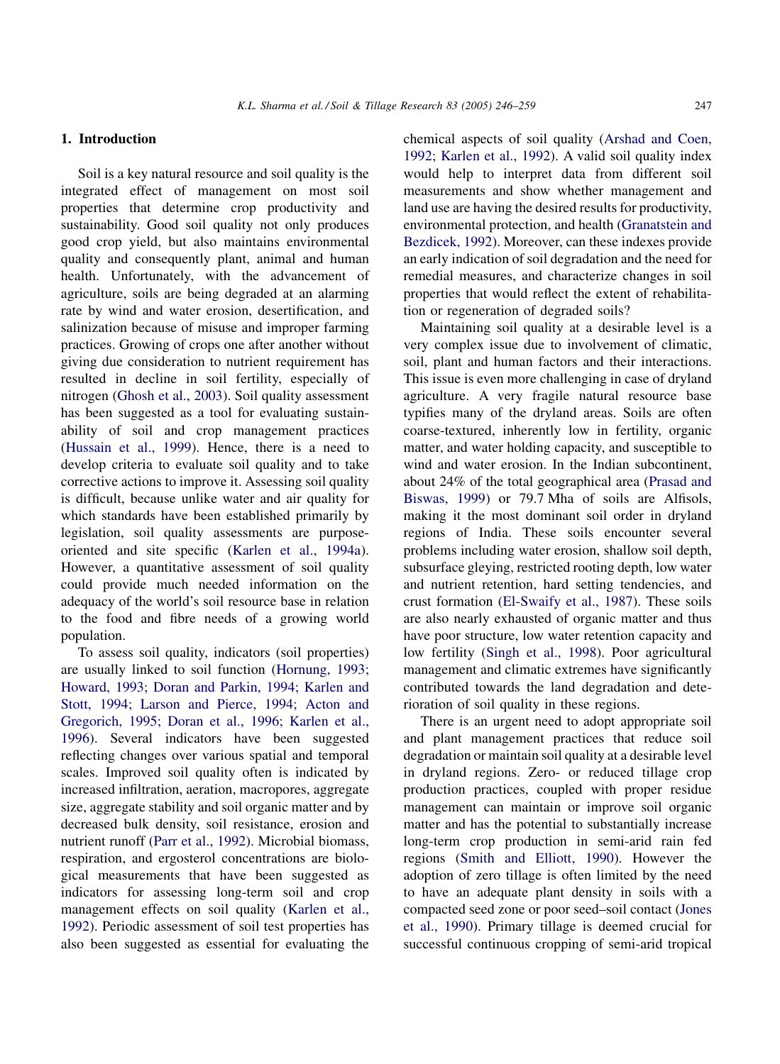## 1. Introduction

Soil is a key natural resource and soil quality is the integrated effect of management on most soil properties that determine crop productivity and sustainability. Good soil quality not only produces good crop yield, but also maintains environmental quality and consequently plant, animal and human health. Unfortunately, with the advancement of agriculture, soils are being degraded at an alarming rate by wind and water erosion, desertification, and salinization because of misuse and improper farming practices. Growing of crops one after another without giving due consideration to nutrient requirement has resulted in decline in soil fertility, especially of nitrogen (Ghosh et al., 2003). Soil quality assessment has been suggested as a tool for evaluating sustainability of soil and crop management practices (Hussain et al., 1999). Hence, there is a need to develop criteria to evaluate soil quality and to take corrective actions to improve it. Assessing soil quality is difficult, because unlike water and air quality for which standards have been established primarily by legislation, soil quality assessments are purpose-oriented and site specific (Karlen et al., 1994a). However, a quantitative assessment of soil quality could provide much needed information on the adequacy of the world's soil resource base in relation to the food and fibre needs of a growing world population.

To assess soil quality, indicators (soil properties) are usually linked to soil function (Hornung, 1993; Howard, 1993; Doran and Parkin, 1994; Karlen and Stott, 1994; Larson and Pierce, 1994; Acton and Gregorich, 1995; Doran et al., 1996; Karlen et al., 1996). Several indicators have been suggested reflecting changes over various spatial and temporal scales. Improved soil quality often is indicated by increased infiltration, aeration, macropores, aggregate size, aggregate stability and soil organic matter and by decreased bulk density, soil resistance, erosion and nutrient runoff (Parr et al., 1992). Microbial biomass, respiration, and ergosterol concentrations are biological measurements that have been suggested as indicators for assessing long-term soil and crop management effects on soil quality (Karlen et al., 1992). Periodic assessment of soil test properties has also been suggested as essential for evaluating the chemical aspects of soil quality (Arshad and Coen, 1992; Karlen et al., 1992). A valid soil quality index would help to interpret data from different soil measurements and show whether management and land use are having the desired results for productivity, environmental protection, and health (Granatstein and Bezdicek, 1992). Moreover, can these indexes provide an early indication of soil degradation and the need for remedial measures, and characterize changes in soil properties that would reflect the extent of rehabilitation or regeneration of degraded soils?

Maintaining soil quality at a desirable level is a very complex issue due to involvement of climatic, soil, plant and human factors and their interactions. This issue is even more challenging in case of dryland agriculture. A very fragile natural resource base typifies many of the dryland areas. Soils are often coarse-textured, inherently low in fertility, organic matter, and water holding capacity, and susceptible to wind and water erosion. In the Indian subcontinent, about 24% of the total geographical area (Prasad and Biswas, 1999) or 79.7 Mha of soils are Alfisols, making it the most dominant soil order in dryland regions of India. These soils encounter several problems including water erosion, shallow soil depth, subsurface gleying, restricted rooting depth, low water and nutrient retention, hard setting tendencies, and crust formation (El-Swaify et al., 1987). These soils are also nearly exhausted of organic matter and thus have poor structure, low water retention capacity and low fertility (Singh et al., 1998). Poor agricultural management and climatic extremes have significantly contributed towards the land degradation and deterioration of soil quality in these regions.

There is an urgent need to adopt appropriate soil and plant management practices that reduce soil degradation or maintain soil quality at a desirable level in dryland regions. Zero- or reduced tillage crop production practices, coupled with proper residue management can maintain or improve soil organic matter and has the potential to substantially increase long-term crop production in semi-arid rain fed regions (Smith and Elliott, 1990). However the adoption of zero tillage is often limited by the need to have an adequate plant density in soils with a compacted seed zone or poor seed–soil contact (Jones et al., 1990). Primary tillage is deemed crucial for successful continuous cropping of semi-arid tropical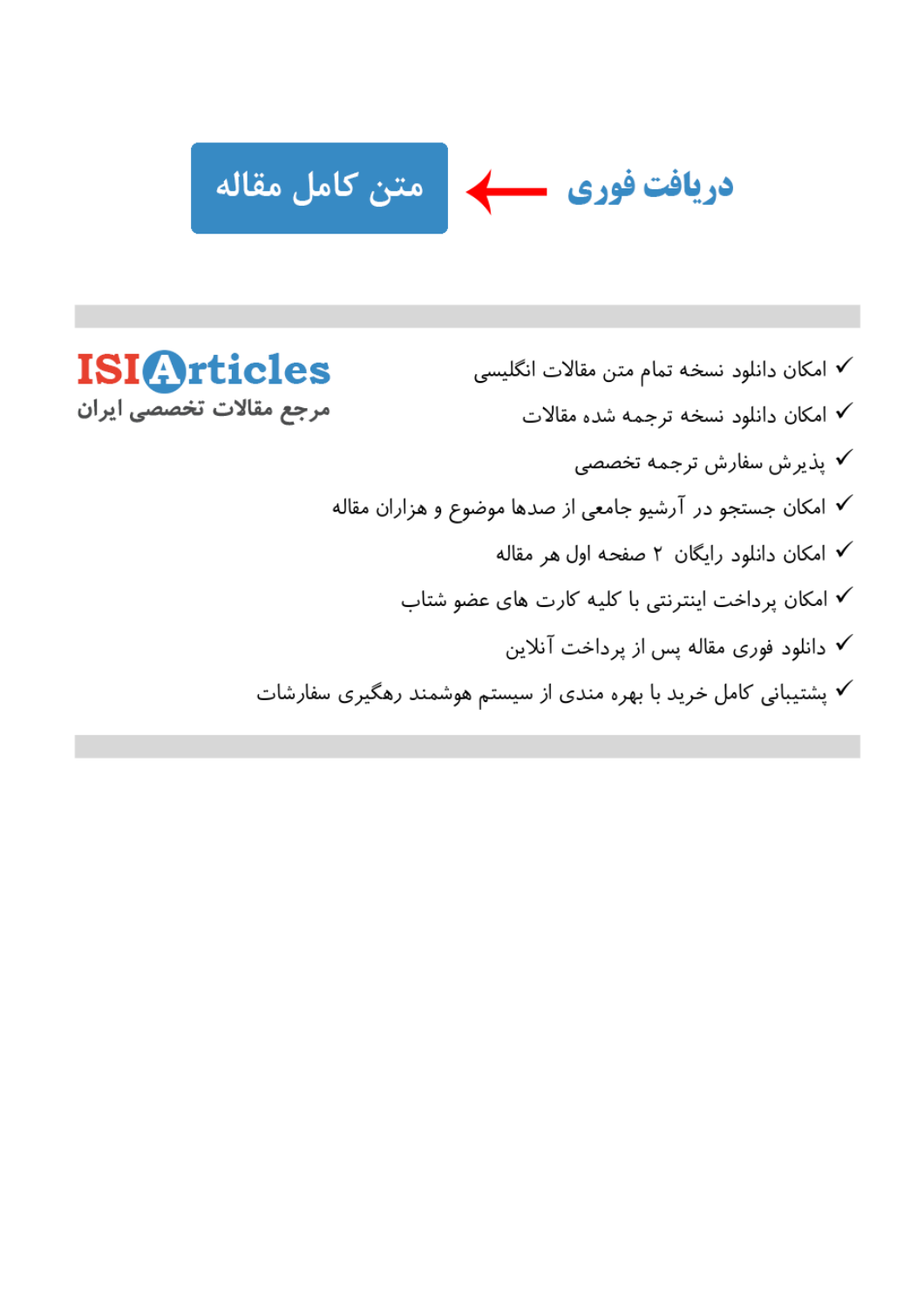دریافت فوری ← متن کامل مقاله

ISIArticles
مرجع مقالات تخصصی ایران

- ✓ امکان دانلود نسخه تمام متن مقالات انگلیسی
- ✓ امکان دانلود نسخه ترجمه شده مقالات
- ✓ پذیرش سفارش ترجمه تخصصی
- ✓ امکان جستجو در آرشیو جامعی از صدها موضوع و هزاران مقاله
- ✓ امکان دانلود رایگان ۲ صفحه اول هر مقاله
- ✓ امکان پرداخت اینترنتی با کلیه کارت های عضو شتاب
- ✓ دانلود فوری مقاله پس از پرداخت آنلاین
- ✓ پشتیبانی کامل خرید با بهره مندی از سیستم هوشمند رهگیری سفارشات